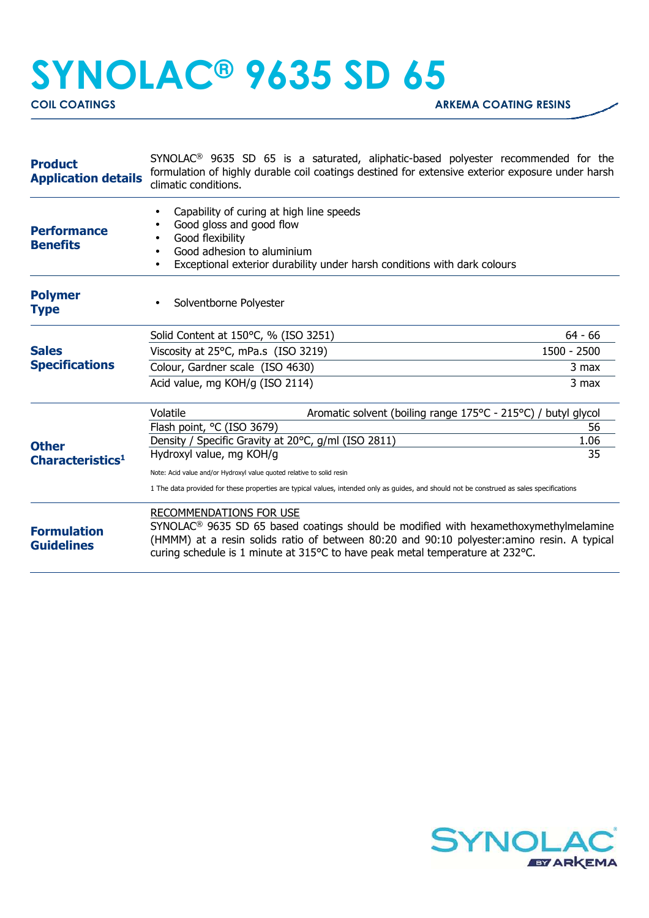# SYNOLAC® 9635 SD 65

**COIL COATINGS** | **ARKEMA COATING RESINS**

## Product Application details

SYNOLAC® 9635 SD 65 is a saturated, aliphatic-based polyester recommended for the formulation of highly durable coil coatings destined for extensive exterior exposure under harsh climatic conditions.

## Performance Benefits

- Capability of curing at high line speeds
- Good gloss and good flow
- Good flexibility
- Good adhesion to aluminium
- Exceptional exterior durability under harsh conditions with dark colours

## Polymer Type

- Solventborne Polyester

## Sales Specifications

| | |
|---|---|
| Solid Content at 150°C, % (ISO 3251) | 64 - 66 |
| Viscosity at 25°C, mPa.s (ISO 3219) | 1500 - 2500 |
| Colour, Gardner scale (ISO 4630) | 3 max |
| Acid value, mg KOH/g (ISO 2114) | 3 max |

## Other Characteristics[1]

| | |
|---|---|
| Volatile | Aromatic solvent (boiling range 175°C - 215°C) / butyl glycol |
| Flash point, °C (ISO 3679) | 56 |
| Density / Specific Gravity at 20°C, g/ml (ISO 2811) | 1.06 |
| Hydroxyl value, mg KOH/g | 35 |

Note: Acid value and/or Hydroxyl value quoted relative to solid resin

1 The data provided for these properties are typical values, intended only as guides, and should not be construed as sales specifications

## Formulation Guidelines

RECOMMENDATIONS FOR USE

SYNOLAC® 9635 SD 65 based coatings should be modified with hexamethoxymethylmelamine (HMMM) at a resin solids ratio of between 80:20 and 90:10 polyester:amino resin. A typical curing schedule is 1 minute at 315°C to have peak metal temperature at 232°C.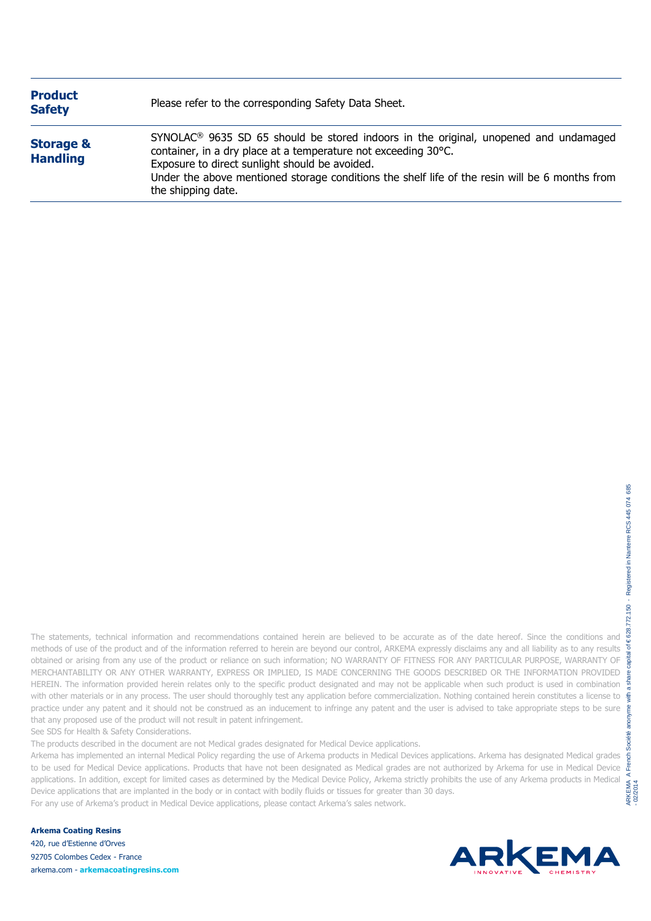| | |
|---|---|
| **Product Safety** | Please refer to the corresponding Safety Data Sheet. |
| **Storage & Handling** | SYNOLAC® 9635 SD 65 should be stored indoors in the original, unopened and undamaged container, in a dry place at a temperature not exceeding 30°C.<br>Exposure to direct sunlight should be avoided.<br>Under the above mentioned storage conditions the shelf life of the resin will be 6 months from the shipping date. |

The statements, technical information and recommendations contained herein are believed to be accurate as of the date hereof. Since the conditions and methods of use of the product and of the information referred to herein are beyond our control, ARKEMA expressly disclaims any and all liability as to any results obtained or arising from any use of the product or reliance on such information; NO WARRANTY OF FITNESS FOR ANY PARTICULAR PURPOSE, WARRANTY OF MERCHANTABILITY OR ANY OTHER WARRANTY, EXPRESS OR IMPLIED, IS MADE CONCERNING THE GOODS DESCRIBED OR THE INFORMATION PROVIDED HEREIN. The information provided herein relates only to the specific product designated and may not be applicable when such product is used in combination with other materials or in any process. The user should thoroughly test any application before commercialization. Nothing contained herein constitutes a license to practice under any patent and it should not be construed as an inducement to infringe any patent and the user is advised to take appropriate steps to be sure that any proposed use of the product will not result in patent infringement.
See SDS for Health & Safety Considerations.
The products described in the document are not Medical grades designated for Medical Device applications.
Arkema has implemented an internal Medical Policy regarding the use of Arkema products in Medical Devices applications. Arkema has designated Medical grades to be used for Medical Device applications. Products that have not been designated as Medical grades are not authorized by Arkema for use in Medical Device applications. In addition, except for limited cases as determined by the Medical Device Policy, Arkema strictly prohibits the use of any Arkema products in Medical Device applications that are implanted in the body or in contact with bodily fluids or tissues for greater than 30 days.
For any use of Arkema's product in Medical Device applications, please contact Arkema's sales network.

**Arkema Coating Resins**
420, rue d'Estienne d'Orves
92705 Colombes Cedex - France
arkema.com - **arkemacoatingresins.com**

ARKEMA INNOVATIVE CHEMISTRY

ARKEMA A French Société anonyme with a share capital of € 628.772.150 - Registered in Nanterre RCS 445 074 685 - 02/2014